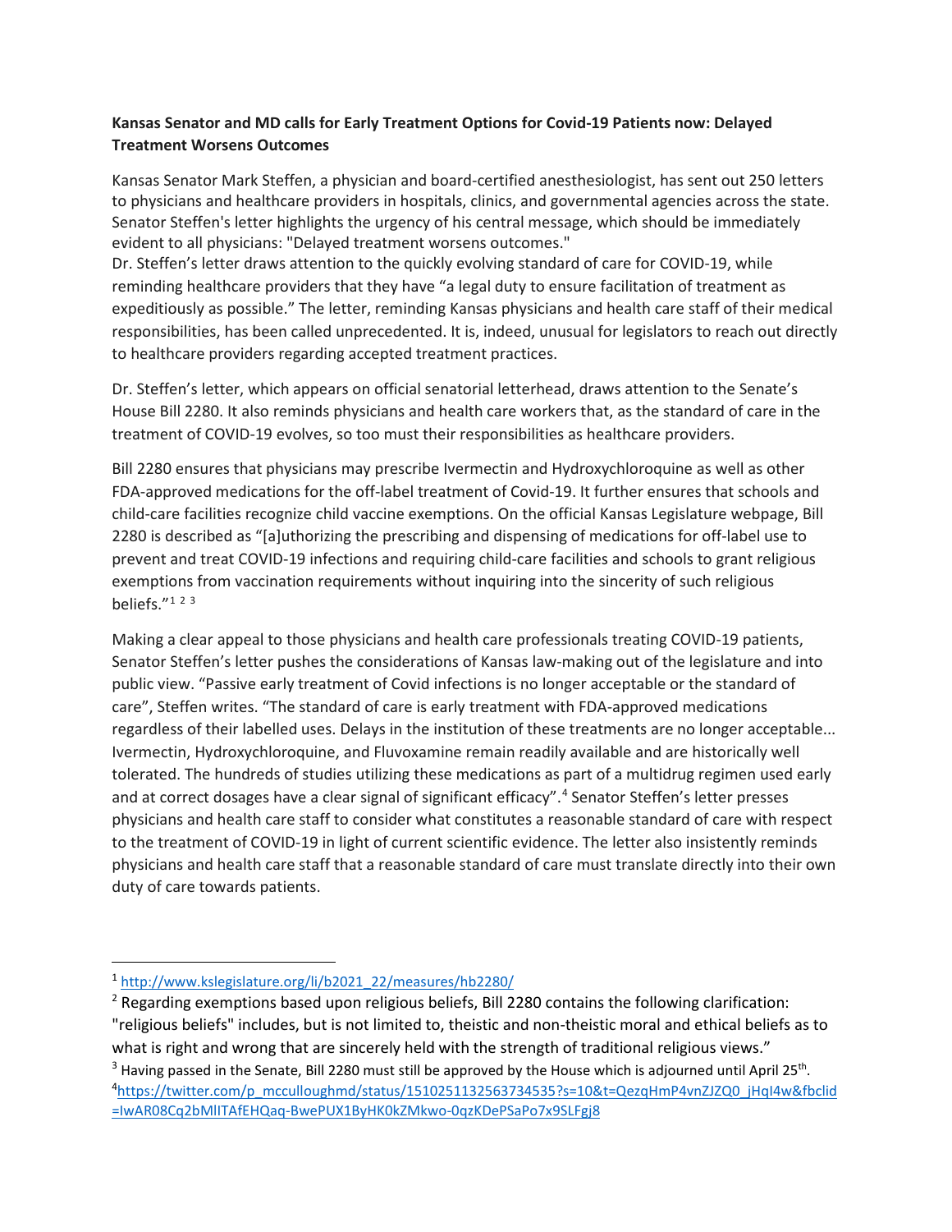**Kansas Senator and MD calls for Early Treatment Options for Covid-19 Patients now: Delayed Treatment Worsens Outcomes**

Kansas Senator Mark Steffen, a physician and board-certified anesthesiologist, has sent out 250 letters to physicians and healthcare providers in hospitals, clinics, and governmental agencies across the state. Senator Steffen's letter highlights the urgency of his central message, which should be immediately evident to all physicians: "Delayed treatment worsens outcomes."
Dr. Steffen's letter draws attention to the quickly evolving standard of care for COVID-19, while reminding healthcare providers that they have "a legal duty to ensure facilitation of treatment as expeditiously as possible." The letter, reminding Kansas physicians and health care staff of their medical responsibilities, has been called unprecedented. It is, indeed, unusual for legislators to reach out directly to healthcare providers regarding accepted treatment practices.

Dr. Steffen's letter, which appears on official senatorial letterhead, draws attention to the Senate's House Bill 2280. It also reminds physicians and health care workers that, as the standard of care in the treatment of COVID-19 evolves, so too must their responsibilities as healthcare providers.

Bill 2280 ensures that physicians may prescribe Ivermectin and Hydroxychloroquine as well as other FDA-approved medications for the off-label treatment of Covid-19. It further ensures that schools and child-care facilities recognize child vaccine exemptions. On the official Kansas Legislature webpage, Bill 2280 is described as "[a]uthorizing the prescribing and dispensing of medications for off-label use to prevent and treat COVID-19 infections and requiring child-care facilities and schools to grant religious exemptions from vaccination requirements without inquiring into the sincerity of such religious beliefs."[1] [2] [3]

Making a clear appeal to those physicians and health care professionals treating COVID-19 patients, Senator Steffen's letter pushes the considerations of Kansas law-making out of the legislature and into public view. "Passive early treatment of Covid infections is no longer acceptable or the standard of care", Steffen writes. "The standard of care is early treatment with FDA-approved medications regardless of their labelled uses. Delays in the institution of these treatments are no longer acceptable... Ivermectin, Hydroxychloroquine, and Fluvoxamine remain readily available and are historically well tolerated. The hundreds of studies utilizing these medications as part of a multidrug regimen used early and at correct dosages have a clear signal of significant efficacy".[4] Senator Steffen's letter presses physicians and health care staff to consider what constitutes a reasonable standard of care with respect to the treatment of COVID-19 in light of current scientific evidence. The letter also insistently reminds physicians and health care staff that a reasonable standard of care must translate directly into their own duty of care towards patients.

---

[1] http://www.kslegislature.org/li/b2021_22/measures/hb2280/

[2] Regarding exemptions based upon religious beliefs, Bill 2280 contains the following clarification: "religious beliefs" includes, but is not limited to, theistic and non-theistic moral and ethical beliefs as to what is right and wrong that are sincerely held with the strength of traditional religious views."

[3] Having passed in the Senate, Bill 2280 must still be approved by the House which is adjourned until April 25th.

[4] https://twitter.com/p_mcculloughmd/status/1510251132563734535?s=10&t=QezqHmP4vnZJZQ0_jHqI4w&fbclid=IwAR08Cq2bMlITAfEHQaq-BwePUX1ByHK0kZMkwo-0qzKDePSaPo7x9SLFgj8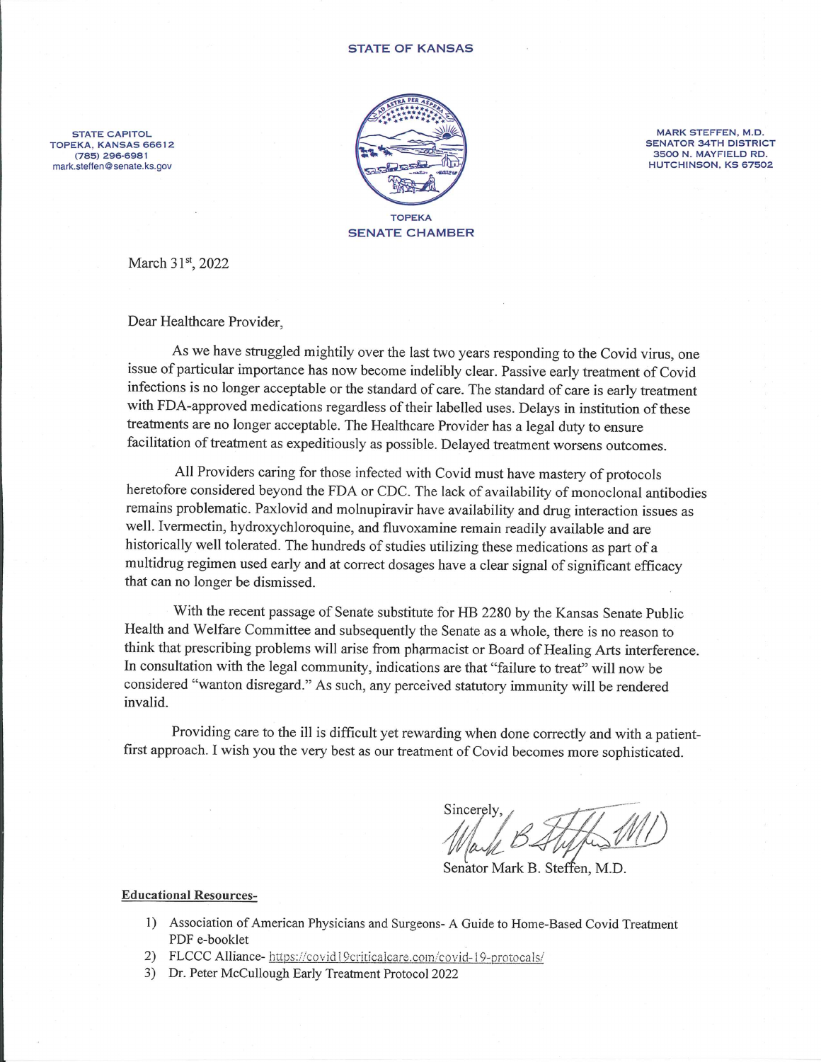STATE OF KANSAS

STATE CAPITOL
TOPEKA, KANSAS 66612
(785) 296-6981
mark.steffen@senate.ks.gov

MARK STEFFEN, M.D.
SENATOR 34TH DISTRICT
3500 N. MAYFIELD RD.
HUTCHINSON, KS 67502

TOPEKA
SENATE CHAMBER

March 31st, 2022

Dear Healthcare Provider,

As we have struggled mightily over the last two years responding to the Covid virus, one issue of particular importance has now become indelibly clear. Passive early treatment of Covid infections is no longer acceptable or the standard of care. The standard of care is early treatment with FDA-approved medications regardless of their labelled uses. Delays in institution of these treatments are no longer acceptable. The Healthcare Provider has a legal duty to ensure facilitation of treatment as expeditiously as possible. Delayed treatment worsens outcomes.

All Providers caring for those infected with Covid must have mastery of protocols heretofore considered beyond the FDA or CDC. The lack of availability of monoclonal antibodies remains problematic. Paxlovid and molnupiravir have availability and drug interaction issues as well. Ivermectin, hydroxychloroquine, and fluvoxamine remain readily available and are historically well tolerated. The hundreds of studies utilizing these medications as part of a multidrug regimen used early and at correct dosages have a clear signal of significant efficacy that can no longer be dismissed.

With the recent passage of Senate substitute for HB 2280 by the Kansas Senate Public Health and Welfare Committee and subsequently the Senate as a whole, there is no reason to think that prescribing problems will arise from pharmacist or Board of Healing Arts interference. In consultation with the legal community, indications are that "failure to treat" will now be considered "wanton disregard." As such, any perceived statutory immunity will be rendered invalid.

Providing care to the ill is difficult yet rewarding when done correctly and with a patient-first approach. I wish you the very best as our treatment of Covid becomes more sophisticated.

Sincerely,

Senator Mark B. Steffen, M.D.

**Educational Resources-**

1) Association of American Physicians and Surgeons- A Guide to Home-Based Covid Treatment PDF e-booklet
2) FLCCC Alliance- https://covid19criticalcare.com/covid-19-protocols/
3) Dr. Peter McCullough Early Treatment Protocol 2022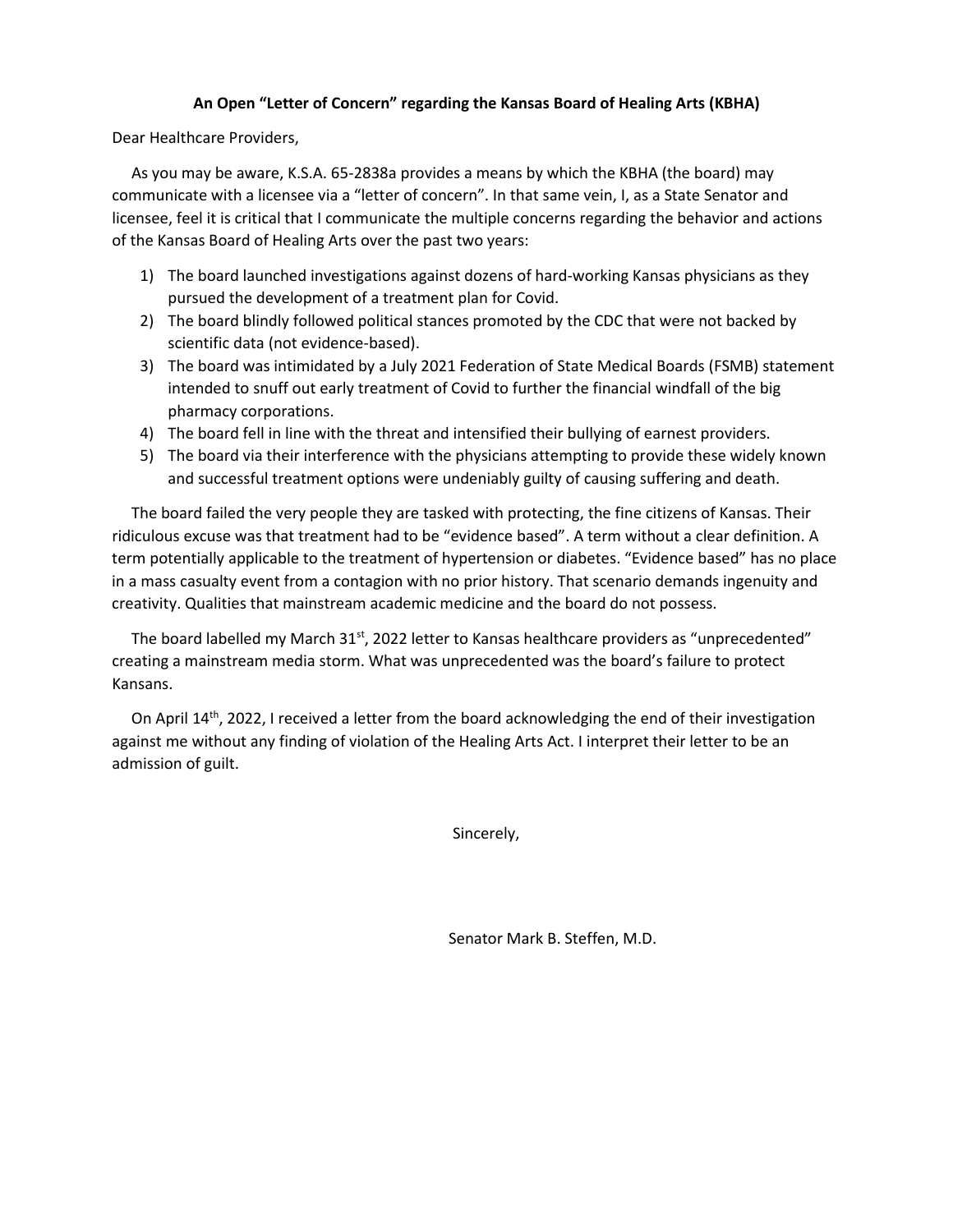**An Open "Letter of Concern" regarding the Kansas Board of Healing Arts (KBHA)**

Dear Healthcare Providers,

As you may be aware, K.S.A. 65-2838a provides a means by which the KBHA (the board) may communicate with a licensee via a "letter of concern". In that same vein, I, as a State Senator and licensee, feel it is critical that I communicate the multiple concerns regarding the behavior and actions of the Kansas Board of Healing Arts over the past two years:

1) The board launched investigations against dozens of hard-working Kansas physicians as they pursued the development of a treatment plan for Covid.
2) The board blindly followed political stances promoted by the CDC that were not backed by scientific data (not evidence-based).
3) The board was intimidated by a July 2021 Federation of State Medical Boards (FSMB) statement intended to snuff out early treatment of Covid to further the financial windfall of the big pharmacy corporations.
4) The board fell in line with the threat and intensified their bullying of earnest providers.
5) The board via their interference with the physicians attempting to provide these widely known and successful treatment options were undeniably guilty of causing suffering and death.

The board failed the very people they are tasked with protecting, the fine citizens of Kansas. Their ridiculous excuse was that treatment had to be "evidence based". A term without a clear definition. A term potentially applicable to the treatment of hypertension or diabetes. "Evidence based" has no place in a mass casualty event from a contagion with no prior history. That scenario demands ingenuity and creativity. Qualities that mainstream academic medicine and the board do not possess.

The board labelled my March 31st, 2022 letter to Kansas healthcare providers as "unprecedented" creating a mainstream media storm. What was unprecedented was the board's failure to protect Kansans.

On April 14th, 2022, I received a letter from the board acknowledging the end of their investigation against me without any finding of violation of the Healing Arts Act. I interpret their letter to be an admission of guilt.

Sincerely,

Senator Mark B. Steffen, M.D.